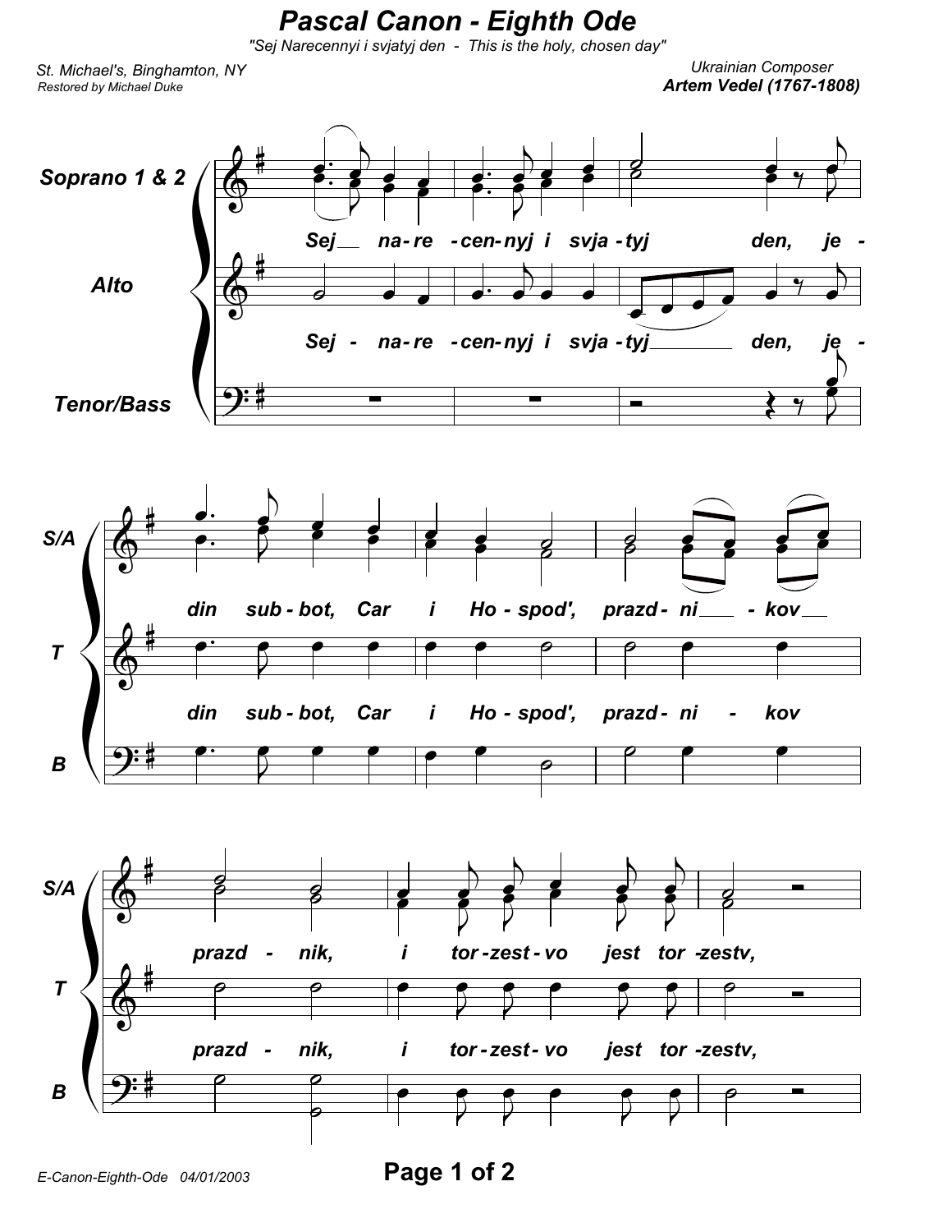# Pascal Canon - Eighth Ode

"Sej Narecennyi i svjatyj den - This is the holy, chosen day"

St. Michael's, Binghamton, NY
Restored by Michael Duke

Ukrainian Composer
**Artem Vedel (1767-1808)**

Soprano 1 & 2 / Alto / Tenor/Bass

Sej na-re-cen-nyj i svja-tyj den, je-din sub-bot, Car i Ho-spod', prazd-ni-kov prazd-nik, i tor-zest-vo jest tor-zestv,

E-Canon-Eighth-Ode 04/01/2003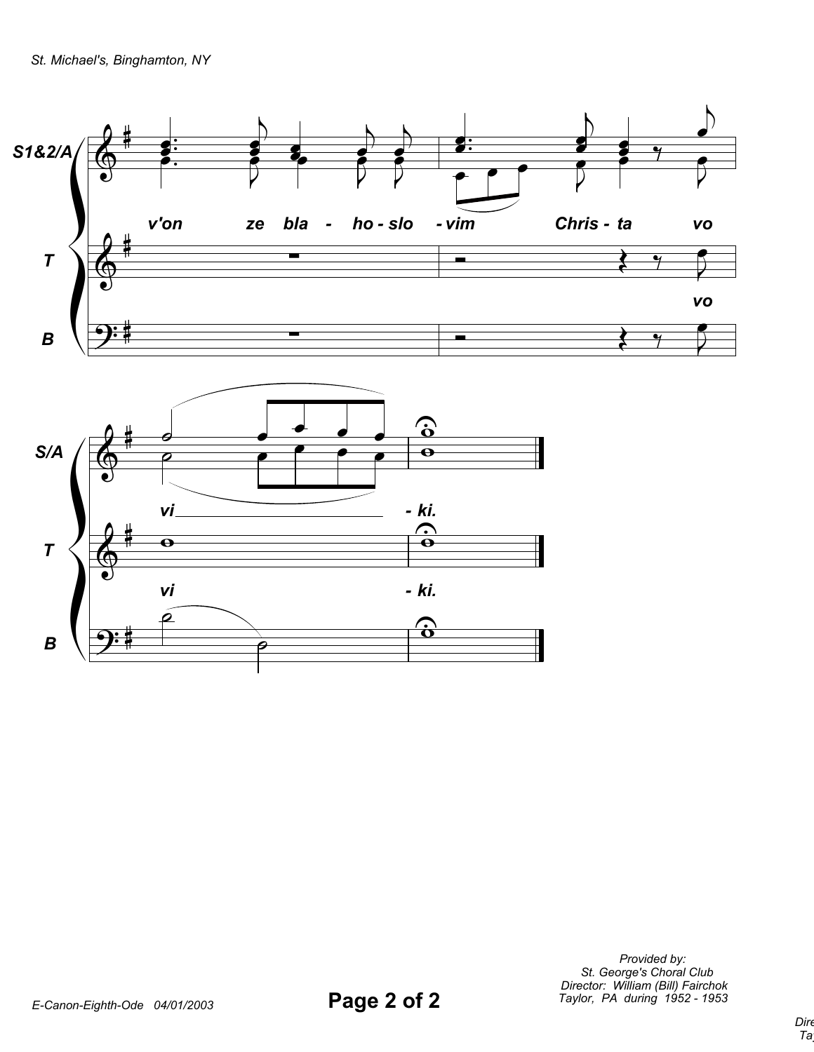S1&2/A

v'on ze bla - ho - slo - vim Chris - ta vo

T

vo

B

S/A

vi - ki.

T

vi - ki.

B

E-Canon-Eighth-Ode 04/01/2003

Provided by:
St. George's Choral Club
Director: William (Bill) Fairchok
Taylor, PA during 1952 - 1953